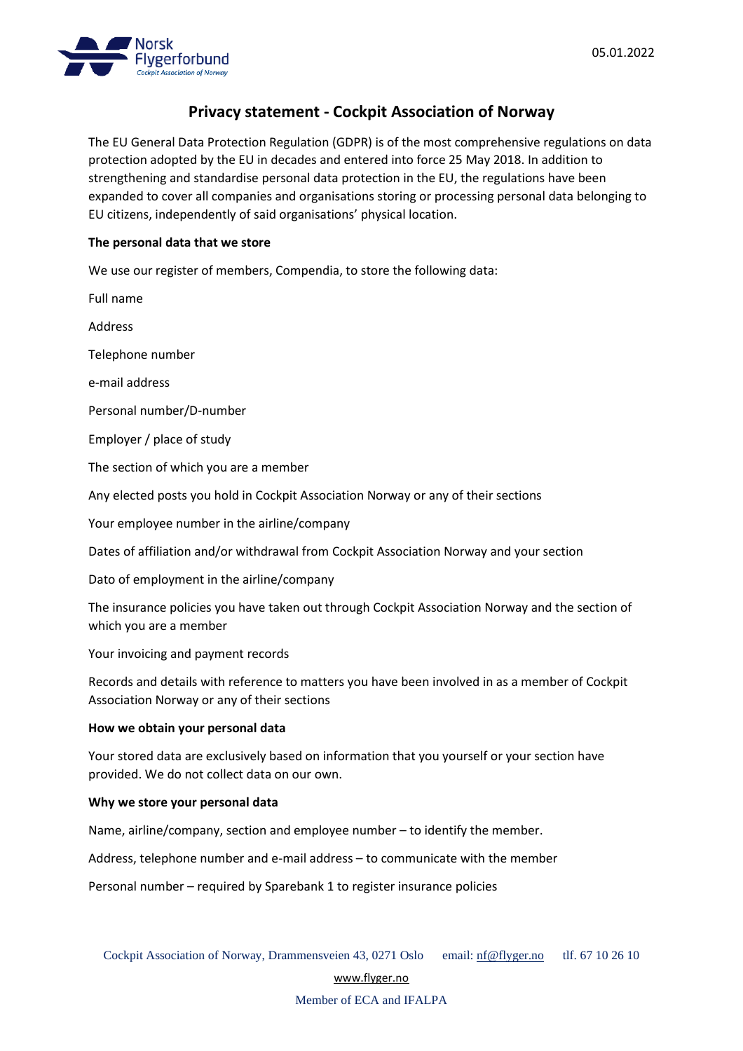05.01.2022

# Privacy statement - Cockpit Association of Norway

The EU General Data Protection Regulation (GDPR) is of the most comprehensive regulations on data protection adopted by the EU in decades and entered into force 25 May 2018. In addition to strengthening and standardise personal data protection in the EU, the regulations have been expanded to cover all companies and organisations storing or processing personal data belonging to EU citizens, independently of said organisations' physical location.

**The personal data that we store**

We use our register of members, Compendia, to store the following data:

Full name

Address

Telephone number

e-mail address

Personal number/D-number

Employer / place of study

The section of which you are a member

Any elected posts you hold in Cockpit Association Norway or any of their sections

Your employee number in the airline/company

Dates of affiliation and/or withdrawal from Cockpit Association Norway and your section

Dato of employment in the airline/company

The insurance policies you have taken out through Cockpit Association Norway and the section of which you are a member

Your invoicing and payment records

Records and details with reference to matters you have been involved in as a member of Cockpit Association Norway or any of their sections

**How we obtain your personal data**

Your stored data are exclusively based on information that you yourself or your section have provided. We do not collect data on our own.

**Why we store your personal data**

Name, airline/company, section and employee number – to identify the member.

Address, telephone number and e-mail address – to communicate with the member

Personal number – required by Sparebank 1 to register insurance policies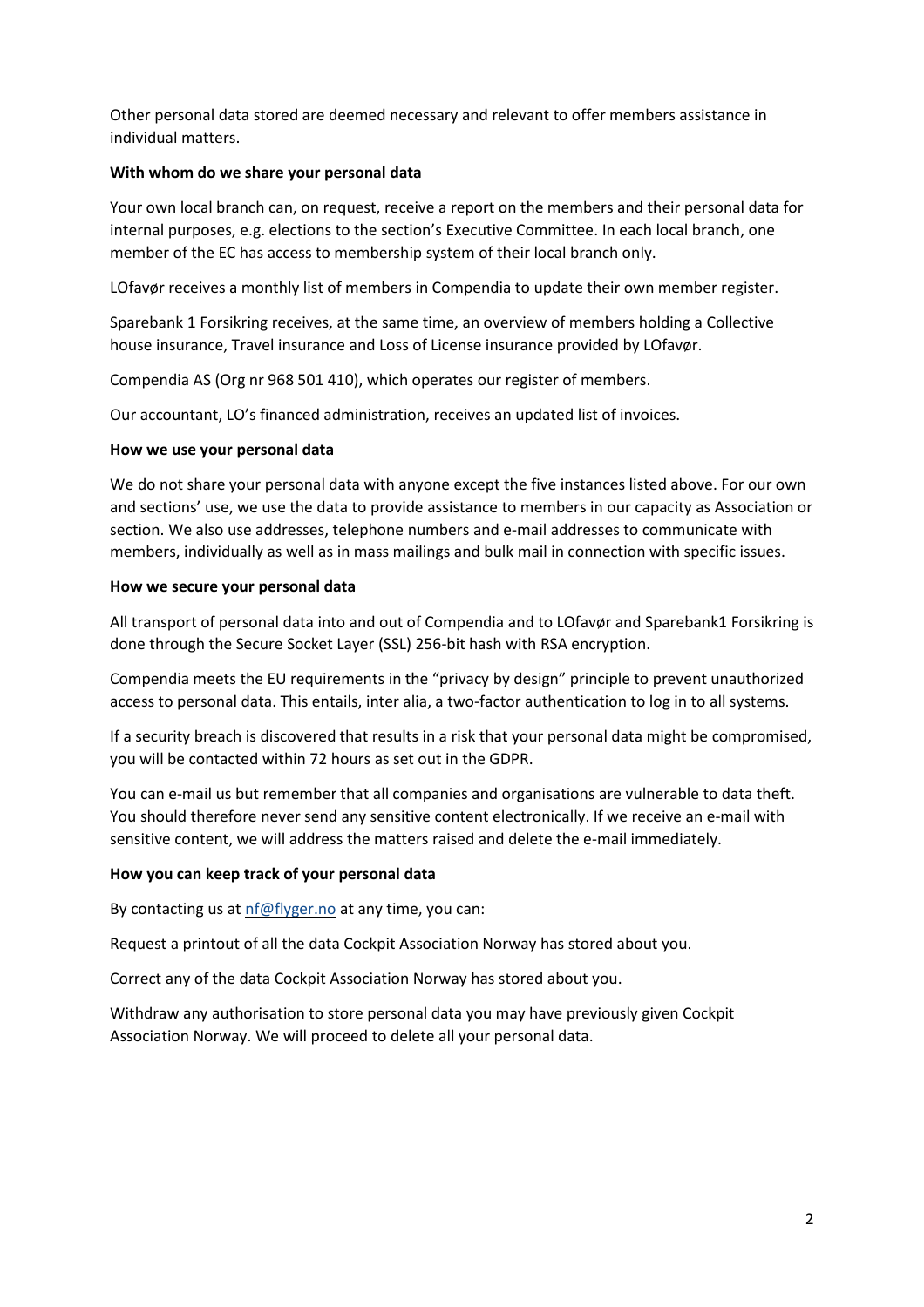Other personal data stored are deemed necessary and relevant to offer members assistance in individual matters.

**With whom do we share your personal data**

Your own local branch can, on request, receive a report on the members and their personal data for internal purposes, e.g. elections to the section's Executive Committee. In each local branch, one member of the EC has access to membership system of their local branch only.

LOfavør receives a monthly list of members in Compendia to update their own member register.

Sparebank 1 Forsikring receives, at the same time, an overview of members holding a Collective house insurance, Travel insurance and Loss of License insurance provided by LOfavør.

Compendia AS (Org nr 968 501 410), which operates our register of members.

Our accountant, LO's financed administration, receives an updated list of invoices.

**How we use your personal data**

We do not share your personal data with anyone except the five instances listed above. For our own and sections' use, we use the data to provide assistance to members in our capacity as Association or section. We also use addresses, telephone numbers and e-mail addresses to communicate with members, individually as well as in mass mailings and bulk mail in connection with specific issues.

**How we secure your personal data**

All transport of personal data into and out of Compendia and to LOfavør and Sparebank1 Forsikring is done through the Secure Socket Layer (SSL) 256-bit hash with RSA encryption.

Compendia meets the EU requirements in the "privacy by design" principle to prevent unauthorized access to personal data. This entails, inter alia, a two-factor authentication to log in to all systems.

If a security breach is discovered that results in a risk that your personal data might be compromised, you will be contacted within 72 hours as set out in the GDPR.

You can e-mail us but remember that all companies and organisations are vulnerable to data theft. You should therefore never send any sensitive content electronically. If we receive an e-mail with sensitive content, we will address the matters raised and delete the e-mail immediately.

**How you can keep track of your personal data**

By contacting us at nf@flyger.no at any time, you can:

Request a printout of all the data Cockpit Association Norway has stored about you.

Correct any of the data Cockpit Association Norway has stored about you.

Withdraw any authorisation to store personal data you may have previously given Cockpit Association Norway. We will proceed to delete all your personal data.